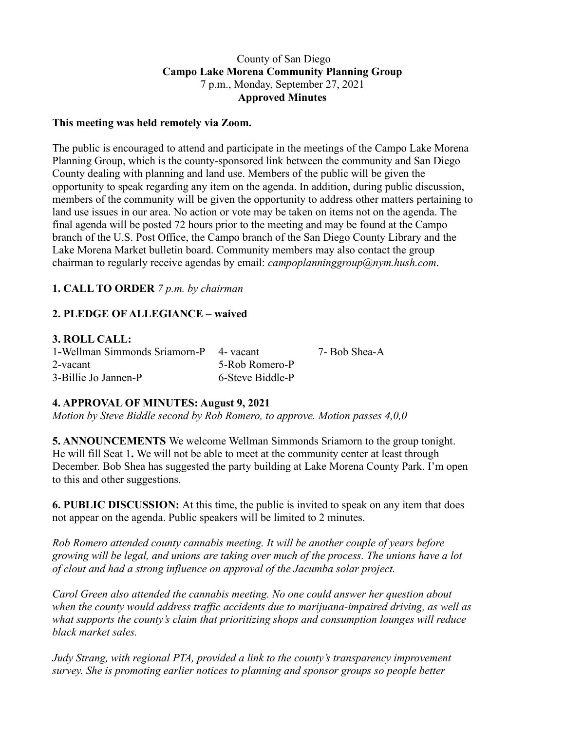County of San Diego

**Campo Lake Morena Community Planning Group**

7 p.m., Monday, September 27, 2021

**Approved Minutes**

**This meeting was held remotely via Zoom.**

The public is encouraged to attend and participate in the meetings of the Campo Lake Morena Planning Group, which is the county-sponsored link between the community and San Diego County dealing with planning and land use. Members of the public will be given the opportunity to speak regarding any item on the agenda. In addition, during public discussion, members of the community will be given the opportunity to address other matters pertaining to land use issues in our area. No action or vote may be taken on items not on the agenda. The final agenda will be posted 72 hours prior to the meeting and may be found at the Campo branch of the U.S. Post Office, the Campo branch of the San Diego County Library and the Lake Morena Market bulletin board. Community members may also contact the group chairman to regularly receive agendas by email: *campoplanninggroup@nym.hush.com*.

**1. CALL TO ORDER** *7 p.m. by chairman*

**2. PLEDGE OF ALLEGIANCE – waived**

**3. ROLL CALL:**

| | | |
|---|---|---|
| 1-Wellman Simmonds Sriamorn-P | 4- vacant | 7- Bob Shea-A |
| 2-vacant | 5-Rob Romero-P | |
| 3-Billie Jo Jannen-P | 6-Steve Biddle-P | |

**4. APPROVAL OF MINUTES: August 9, 2021**

*Motion by Steve Biddle second by Rob Romero, to approve. Motion passes 4,0,0*

**5. ANNOUNCEMENTS** We welcome Wellman Simmonds Sriamorn to the group tonight. He will fill Seat 1**.** We will not be able to meet at the community center at least through December. Bob Shea has suggested the party building at Lake Morena County Park. I'm open to this and other suggestions.

**6. PUBLIC DISCUSSION:** At this time, the public is invited to speak on any item that does not appear on the agenda. Public speakers will be limited to 2 minutes.

*Rob Romero attended county cannabis meeting. It will be another couple of years before growing will be legal, and unions are taking over much of the process. The unions have a lot of clout and had a strong influence on approval of the Jacumba solar project.*

*Carol Green also attended the cannabis meeting. No one could answer her question about when the county would address traffic accidents due to marijuana-impaired driving, as well as what supports the county's claim that prioritizing shops and consumption lounges will reduce black market sales.*

*Judy Strang, with regional PTA, provided a link to the county's transparency improvement survey. She is promoting earlier notices to planning and sponsor groups so people better*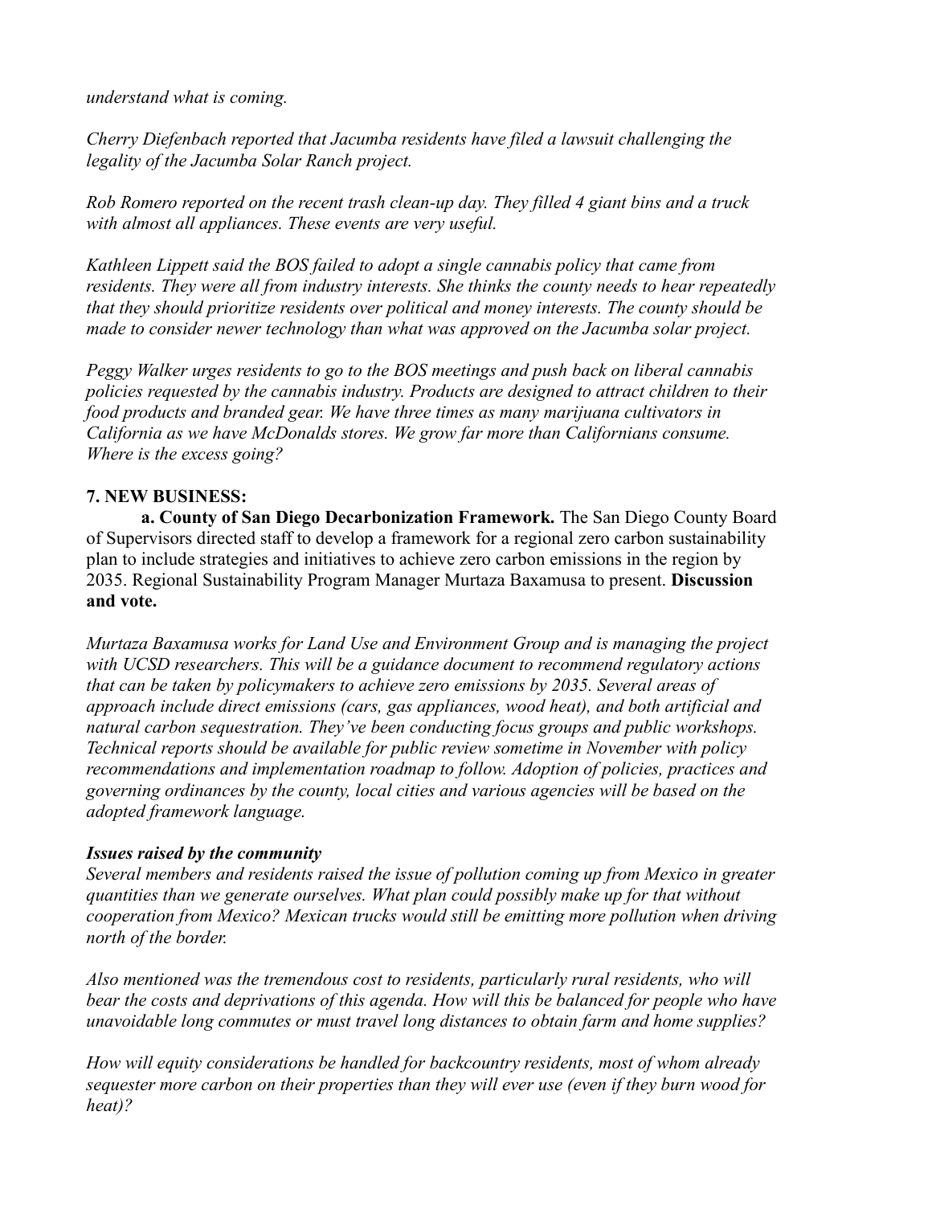*understand what is coming.*

*Cherry Diefenbach reported that Jacumba residents have filed a lawsuit challenging the legality of the Jacumba Solar Ranch project.*

*Rob Romero reported on the recent trash clean-up day. They filled 4 giant bins and a truck with almost all appliances. These events are very useful.*

*Kathleen Lippett said the BOS failed to adopt a single cannabis policy that came from residents. They were all from industry interests. She thinks the county needs to hear repeatedly that they should prioritize residents over political and money interests. The county should be made to consider newer technology than what was approved on the Jacumba solar project.*

*Peggy Walker urges residents to go to the BOS meetings and push back on liberal cannabis policies requested by the cannabis industry. Products are designed to attract children to their food products and branded gear. We have three times as many marijuana cultivators in California as we have McDonalds stores. We grow far more than Californians consume. Where is the excess going?*

**7. NEW BUSINESS:**

**a. County of San Diego Decarbonization Framework.** The San Diego County Board of Supervisors directed staff to develop a framework for a regional zero carbon sustainability plan to include strategies and initiatives to achieve zero carbon emissions in the region by 2035. Regional Sustainability Program Manager Murtaza Baxamusa to present. **Discussion and vote.**

*Murtaza Baxamusa works for Land Use and Environment Group and is managing the project with UCSD researchers. This will be a guidance document to recommend regulatory actions that can be taken by policymakers to achieve zero emissions by 2035. Several areas of approach include direct emissions (cars, gas appliances, wood heat), and both artificial and natural carbon sequestration. They've been conducting focus groups and public workshops. Technical reports should be available for public review sometime in November with policy recommendations and implementation roadmap to follow. Adoption of policies, practices and governing ordinances by the county, local cities and various agencies will be based on the adopted framework language.*

***Issues raised by the community***

*Several members and residents raised the issue of pollution coming up from Mexico in greater quantities than we generate ourselves. What plan could possibly make up for that without cooperation from Mexico? Mexican trucks would still be emitting more pollution when driving north of the border.*

*Also mentioned was the tremendous cost to residents, particularly rural residents, who will bear the costs and deprivations of this agenda. How will this be balanced for people who have unavoidable long commutes or must travel long distances to obtain farm and home supplies?*

*How will equity considerations be handled for backcountry residents, most of whom already sequester more carbon on their properties than they will ever use (even if they burn wood for heat)?*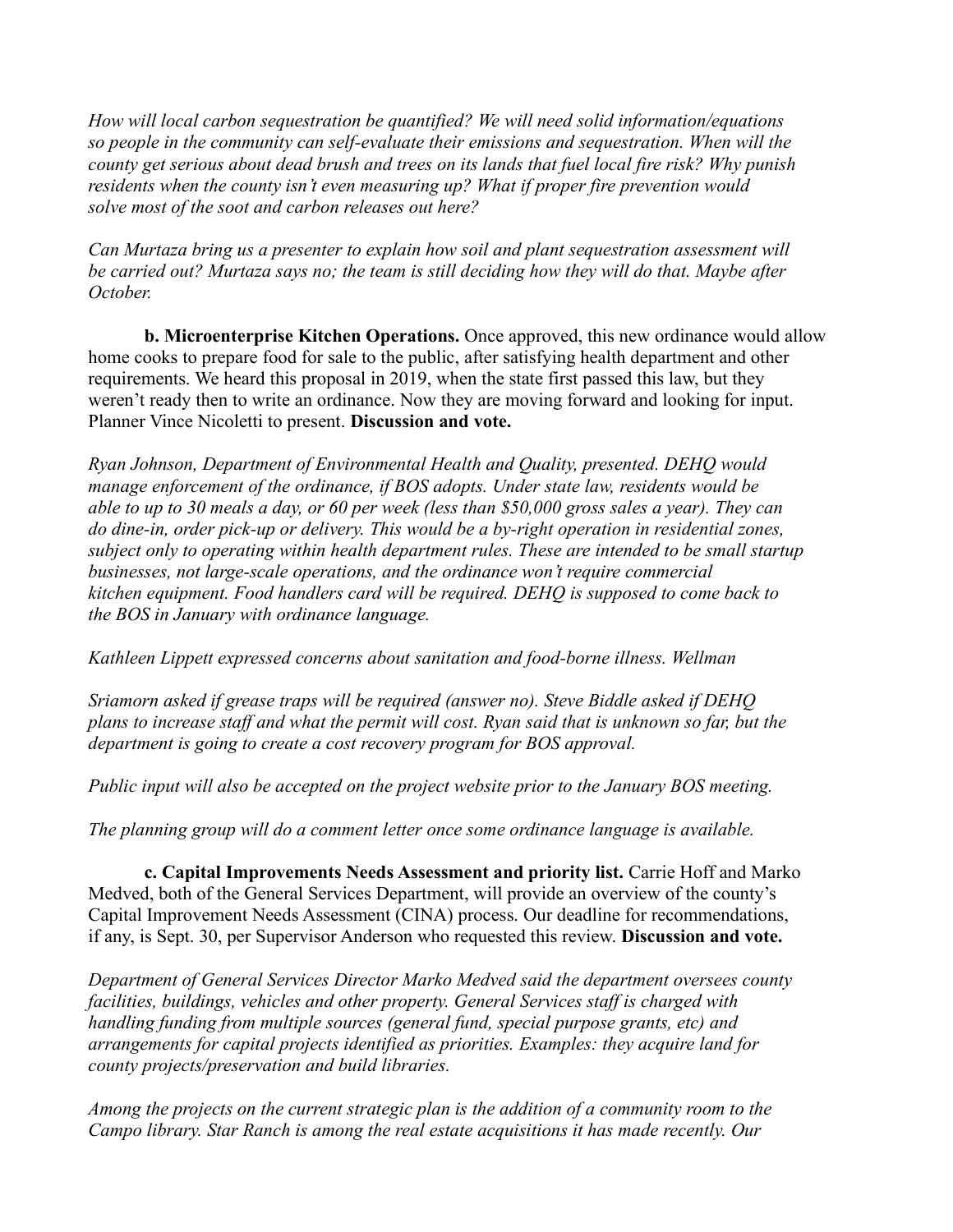*How will local carbon sequestration be quantified? We will need solid information/equations so people in the community can self-evaluate their emissions and sequestration. When will the county get serious about dead brush and trees on its lands that fuel local fire risk? Why punish residents when the county isn't even measuring up? What if proper fire prevention would solve most of the soot and carbon releases out here?*

*Can Murtaza bring us a presenter to explain how soil and plant sequestration assessment will be carried out? Murtaza says no; the team is still deciding how they will do that. Maybe after October.*

**b. Microenterprise Kitchen Operations.** Once approved, this new ordinance would allow home cooks to prepare food for sale to the public, after satisfying health department and other requirements. We heard this proposal in 2019, when the state first passed this law, but they weren't ready then to write an ordinance. Now they are moving forward and looking for input. Planner Vince Nicoletti to present. **Discussion and vote.**

*Ryan Johnson, Department of Environmental Health and Quality, presented. DEHQ would manage enforcement of the ordinance, if BOS adopts. Under state law, residents would be able to up to 30 meals a day, or 60 per week (less than $50,000 gross sales a year). They can do dine-in, order pick-up or delivery. This would be a by-right operation in residential zones, subject only to operating within health department rules. These are intended to be small startup businesses, not large-scale operations, and the ordinance won't require commercial kitchen equipment. Food handlers card will be required. DEHQ is supposed to come back to the BOS in January with ordinance language.*

*Kathleen Lippett expressed concerns about sanitation and food-borne illness. Wellman*

*Sriamorn asked if grease traps will be required (answer no). Steve Biddle asked if DEHQ plans to increase staff and what the permit will cost. Ryan said that is unknown so far, but the department is going to create a cost recovery program for BOS approval.*

*Public input will also be accepted on the project website prior to the January BOS meeting.*

*The planning group will do a comment letter once some ordinance language is available.*

**c. Capital Improvements Needs Assessment and priority list.** Carrie Hoff and Marko Medved, both of the General Services Department, will provide an overview of the county's Capital Improvement Needs Assessment (CINA) process. Our deadline for recommendations, if any, is Sept. 30, per Supervisor Anderson who requested this review. **Discussion and vote.**

*Department of General Services Director Marko Medved said the department oversees county facilities, buildings, vehicles and other property. General Services staff is charged with handling funding from multiple sources (general fund, special purpose grants, etc) and arrangements for capital projects identified as priorities. Examples: they acquire land for county projects/preservation and build libraries.*

*Among the projects on the current strategic plan is the addition of a community room to the Campo library. Star Ranch is among the real estate acquisitions it has made recently. Our*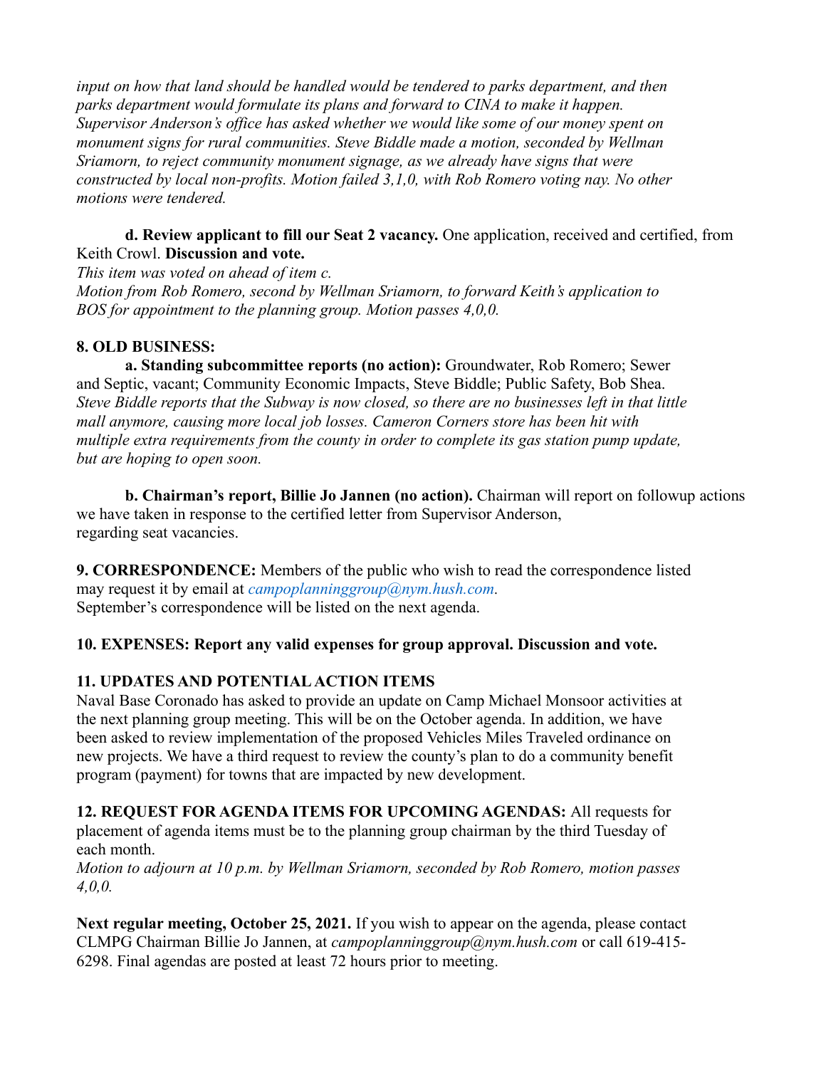*input on how that land should be handled would be tendered to parks department, and then parks department would formulate its plans and forward to CINA to make it happen. Supervisor Anderson's office has asked whether we would like some of our money spent on monument signs for rural communities. Steve Biddle made a motion, seconded by Wellman Sriamorn, to reject community monument signage, as we already have signs that were constructed by local non-profits. Motion failed 3,1,0, with Rob Romero voting nay. No other motions were tendered.*

**d. Review applicant to fill our Seat 2 vacancy.** One application, received and certified, from Keith Crowl. **Discussion and vote.**

*This item was voted on ahead of item c.*
*Motion from Rob Romero, second by Wellman Sriamorn, to forward Keith's application to BOS for appointment to the planning group. Motion passes 4,0,0.*

**8. OLD BUSINESS:**

**a. Standing subcommittee reports (no action):** Groundwater, Rob Romero; Sewer and Septic, vacant; Community Economic Impacts, Steve Biddle; Public Safety, Bob Shea.
*Steve Biddle reports that the Subway is now closed, so there are no businesses left in that little mall anymore, causing more local job losses. Cameron Corners store has been hit with multiple extra requirements from the county in order to complete its gas station pump update, but are hoping to open soon.*

**b. Chairman's report, Billie Jo Jannen (no action).** Chairman will report on followup actions we have taken in response to the certified letter from Supervisor Anderson, regarding seat vacancies.

**9. CORRESPONDENCE:** Members of the public who wish to read the correspondence listed may request it by email at *campoplanninggroup@nym.hush.com*.
September's correspondence will be listed on the next agenda.

**10. EXPENSES: Report any valid expenses for group approval. Discussion and vote.**

**11. UPDATES AND POTENTIAL ACTION ITEMS**

Naval Base Coronado has asked to provide an update on Camp Michael Monsoor activities at the next planning group meeting. This will be on the October agenda. In addition, we have been asked to review implementation of the proposed Vehicles Miles Traveled ordinance on new projects. We have a third request to review the county's plan to do a community benefit program (payment) for towns that are impacted by new development.

**12. REQUEST FOR AGENDA ITEMS FOR UPCOMING AGENDAS:** All requests for placement of agenda items must be to the planning group chairman by the third Tuesday of each month.

*Motion to adjourn at 10 p.m. by Wellman Sriamorn, seconded by Rob Romero, motion passes 4,0,0.*

**Next regular meeting, October 25, 2021.** If you wish to appear on the agenda, please contact CLMPG Chairman Billie Jo Jannen, at *campoplanninggroup@nym.hush.com* or call 619-415-6298. Final agendas are posted at least 72 hours prior to meeting.